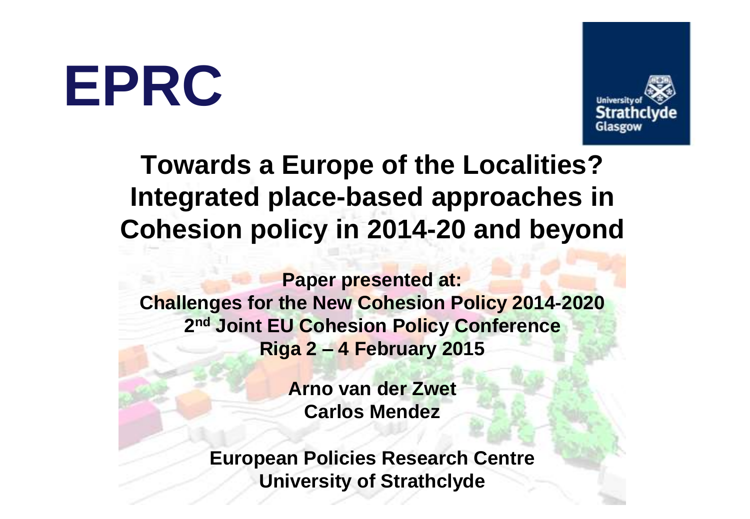# EPRC

University of Strathclyde Glasgow

## Towards a Europe of the Localities? Integrated place-based approaches in Cohesion policy in 2014-20 and beyond

**Paper presented at:**
**Challenges for the New Cohesion Policy 2014-2020**
**2nd Joint EU Cohesion Policy Conference**
**Riga 2 – 4 February 2015**

**Arno van der Zwet**
**Carlos Mendez**

**European Policies Research Centre**
**University of Strathclyde**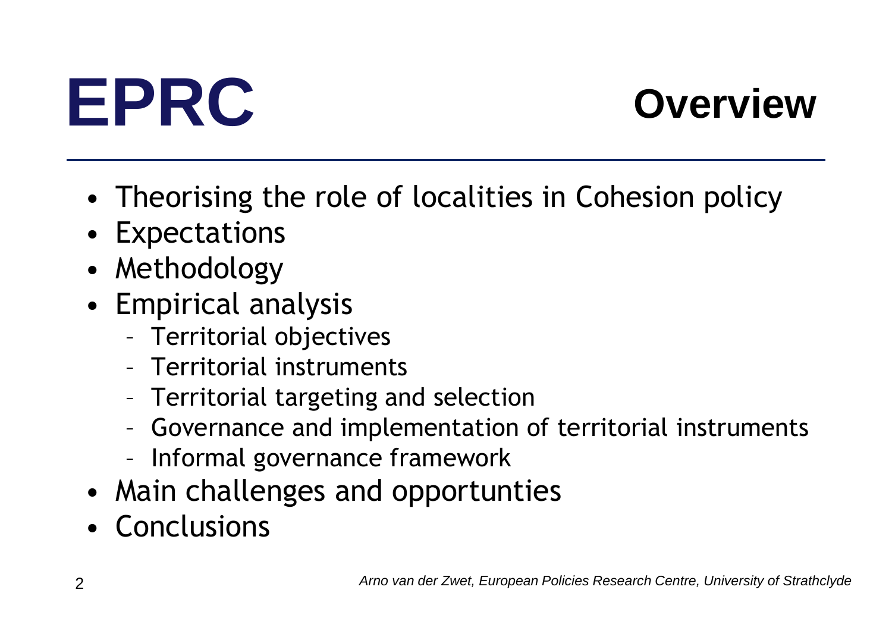# EPRC

## Overview

- Theorising the role of localities in Cohesion policy
- Expectations
- Methodology
- Empirical analysis
  - Territorial objectives
  - Territorial instruments
  - Territorial targeting and selection
  - Governance and implementation of territorial instruments
  - Informal governance framework
- Main challenges and opportunties
- Conclusions

*Arno van der Zwet, European Policies Research Centre, University of Strathclyde*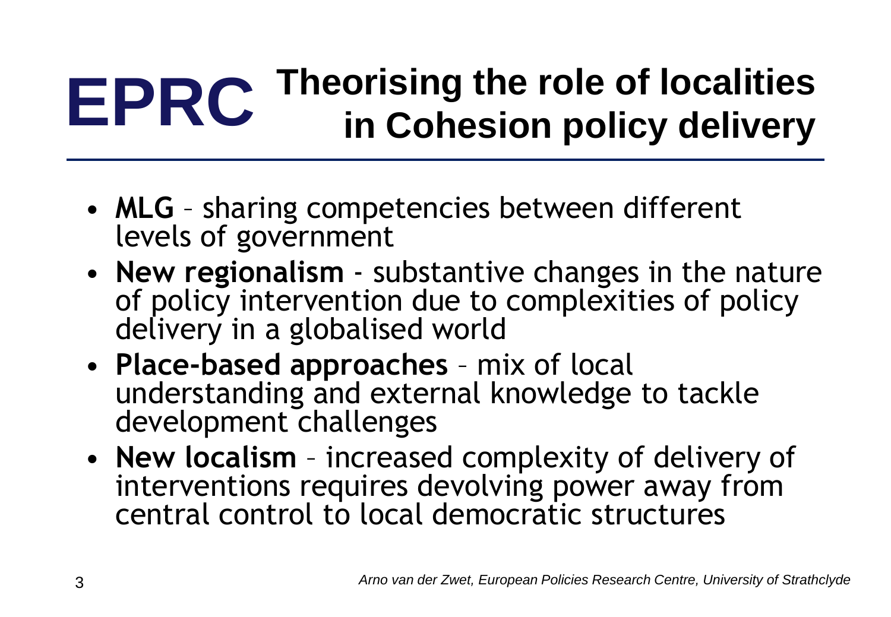# EPRC Theorising the role of localities in Cohesion policy delivery

- **MLG** – sharing competencies between different levels of government
- **New regionalism** - substantive changes in the nature of policy intervention due to complexities of policy delivery in a globalised world
- **Place-based approaches** – mix of local understanding and external knowledge to tackle development challenges
- **New localism** – increased complexity of delivery of interventions requires devolving power away from central control to local democratic structures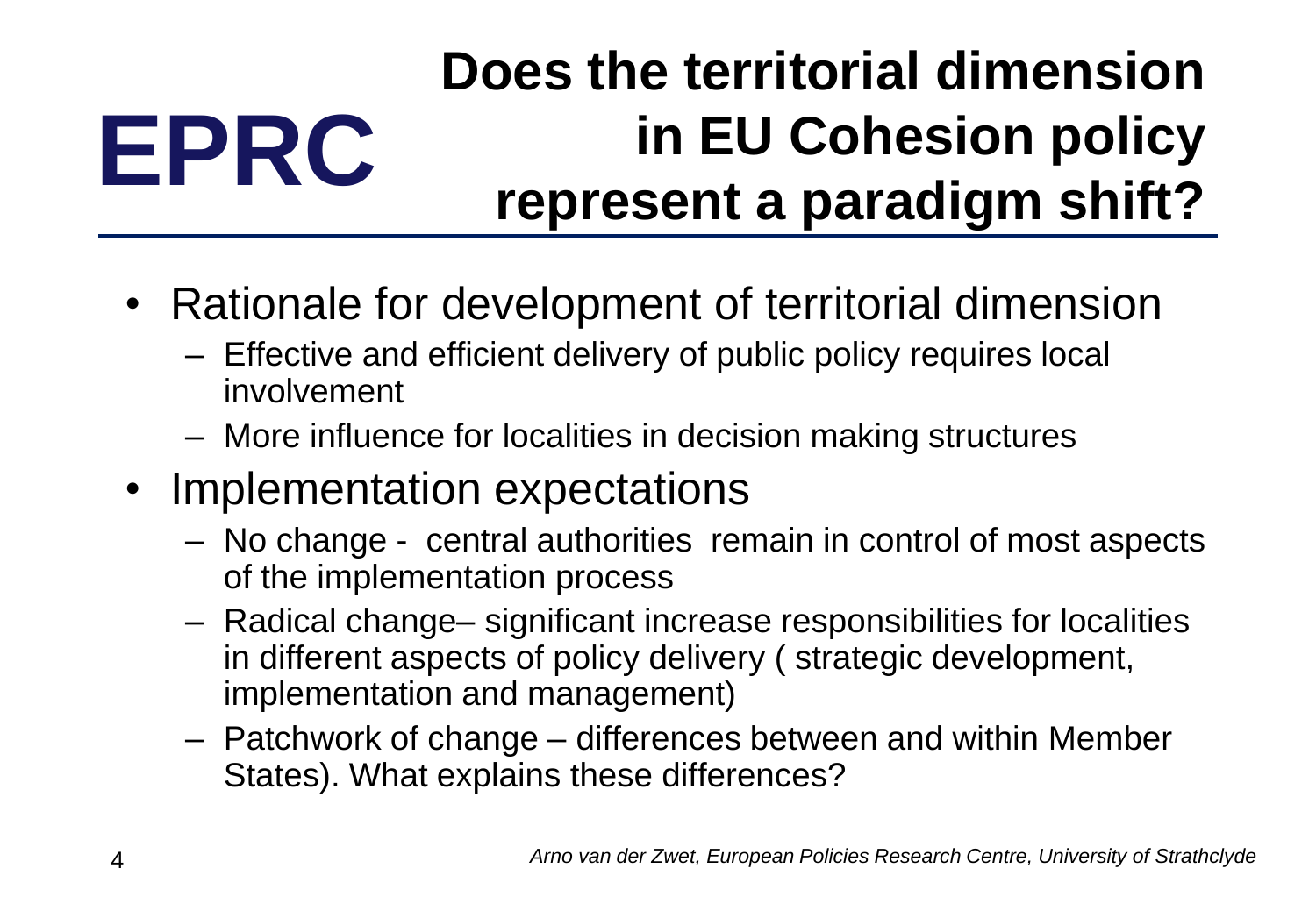# Does the territorial dimension in EU Cohesion policy represent a paradigm shift?

**EPRC**

- Rationale for development of territorial dimension
  - Effective and efficient delivery of public policy requires local involvement
  - More influence for localities in decision making structures
- Implementation expectations
  - No change - central authorities remain in control of most aspects of the implementation process
  - Radical change– significant increase responsibilities for localities in different aspects of policy delivery ( strategic development, implementation and management)
  - Patchwork of change – differences between and within Member States). What explains these differences?

*Arno van der Zwet, European Policies Research Centre, University of Strathclyde*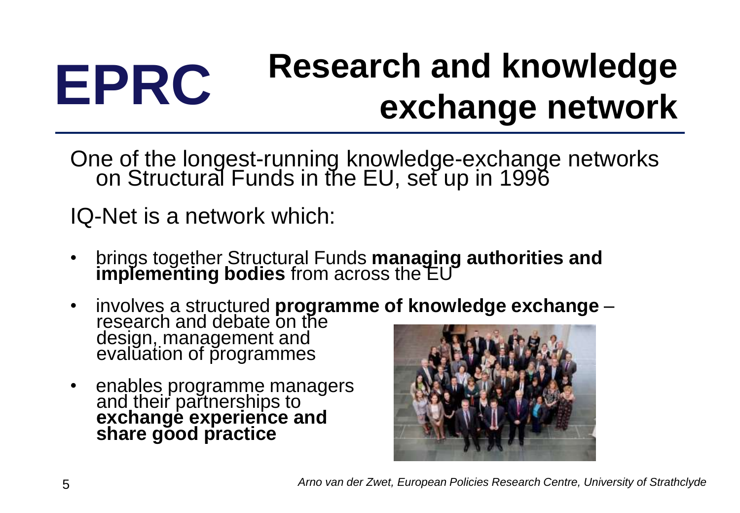# EPRC Research and knowledge exchange network

One of the longest-running knowledge-exchange networks on Structural Funds in the EU, set up in 1996

IQ-Net is a network which:

- brings together Structural Funds **managing authorities and implementing bodies** from across the EU
- involves a structured **programme of knowledge exchange** – research and debate on the design, management and evaluation of programmes
- enables programme managers and their partnerships to **exchange experience and share good practice**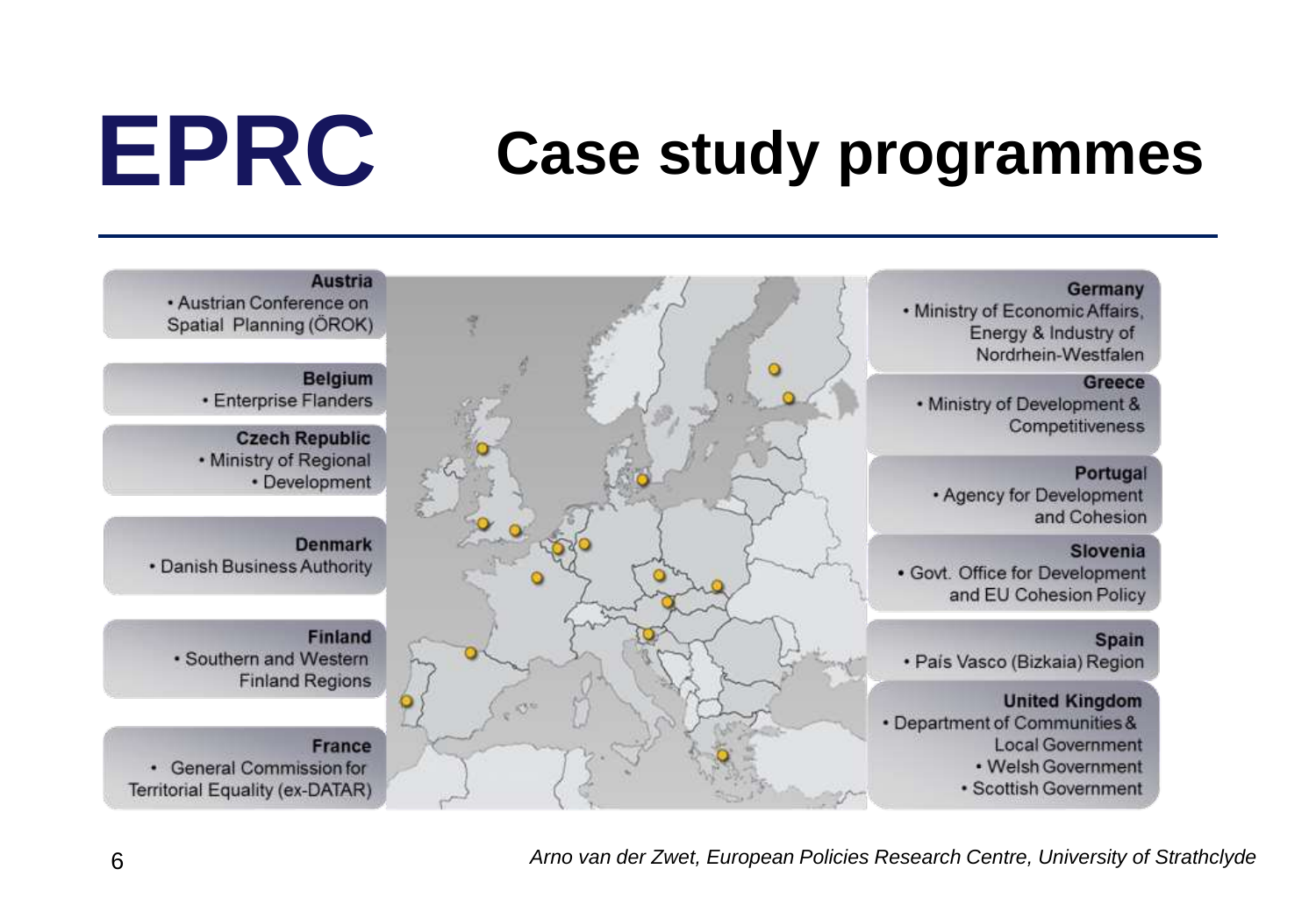# EPRC Case study programmes

**Austria**
- Austrian Conference on Spatial Planning (ÖROK)

**Belgium**
- Enterprise Flanders

**Czech Republic**
- Ministry of Regional
- Development

**Denmark**
- Danish Business Authority

**Finland**
- Southern and Western Finland Regions

**France**
- General Commission for Territorial Equality (ex-DATAR)

**Germany**
- Ministry of Economic Affairs, Energy & Industry of Nordrhein-Westfalen

**Greece**
- Ministry of Development & Competitiveness

**Portugal**
- Agency for Development and Cohesion

**Slovenia**
- Govt. Office for Development and EU Cohesion Policy

**Spain**
- País Vasco (Bizkaia) Region

**United Kingdom**
- Department of Communities & Local Government
- Welsh Government
- Scottish Government

*Arno van der Zwet, European Policies Research Centre, University of Strathclyde*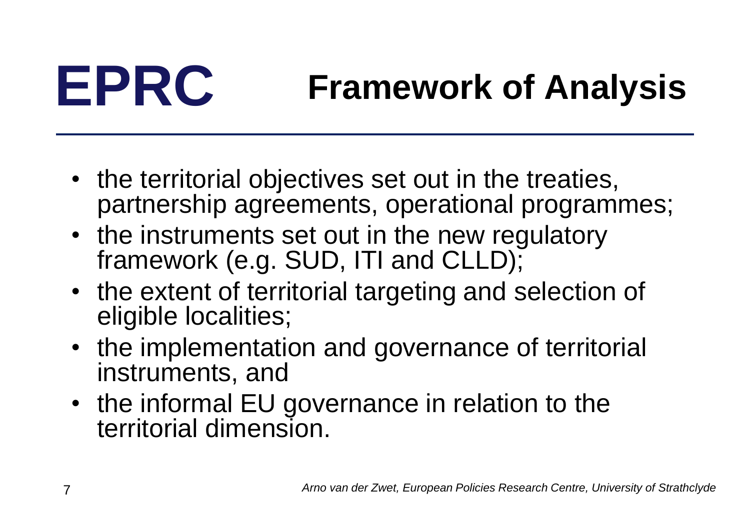# EPRC Framework of Analysis

- the territorial objectives set out in the treaties, partnership agreements, operational programmes;
- the instruments set out in the new regulatory framework (e.g. SUD, ITI and CLLD);
- the extent of territorial targeting and selection of eligible localities;
- the implementation and governance of territorial instruments, and
- the informal EU governance in relation to the territorial dimension.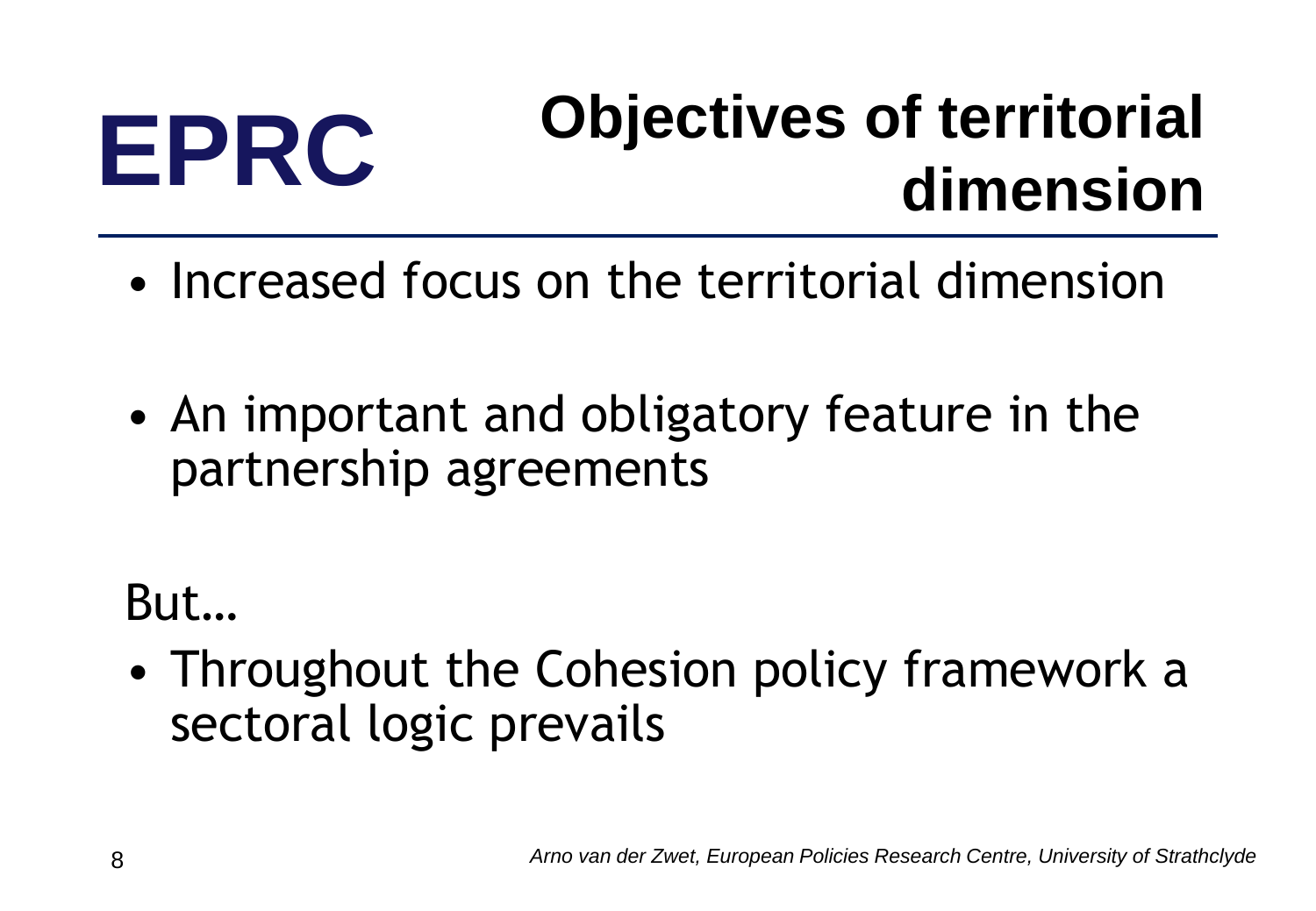# Objectives of territorial dimension

- Increased focus on the territorial dimension

- An important and obligatory feature in the partnership agreements

But…

- Throughout the Cohesion policy framework a sectoral logic prevails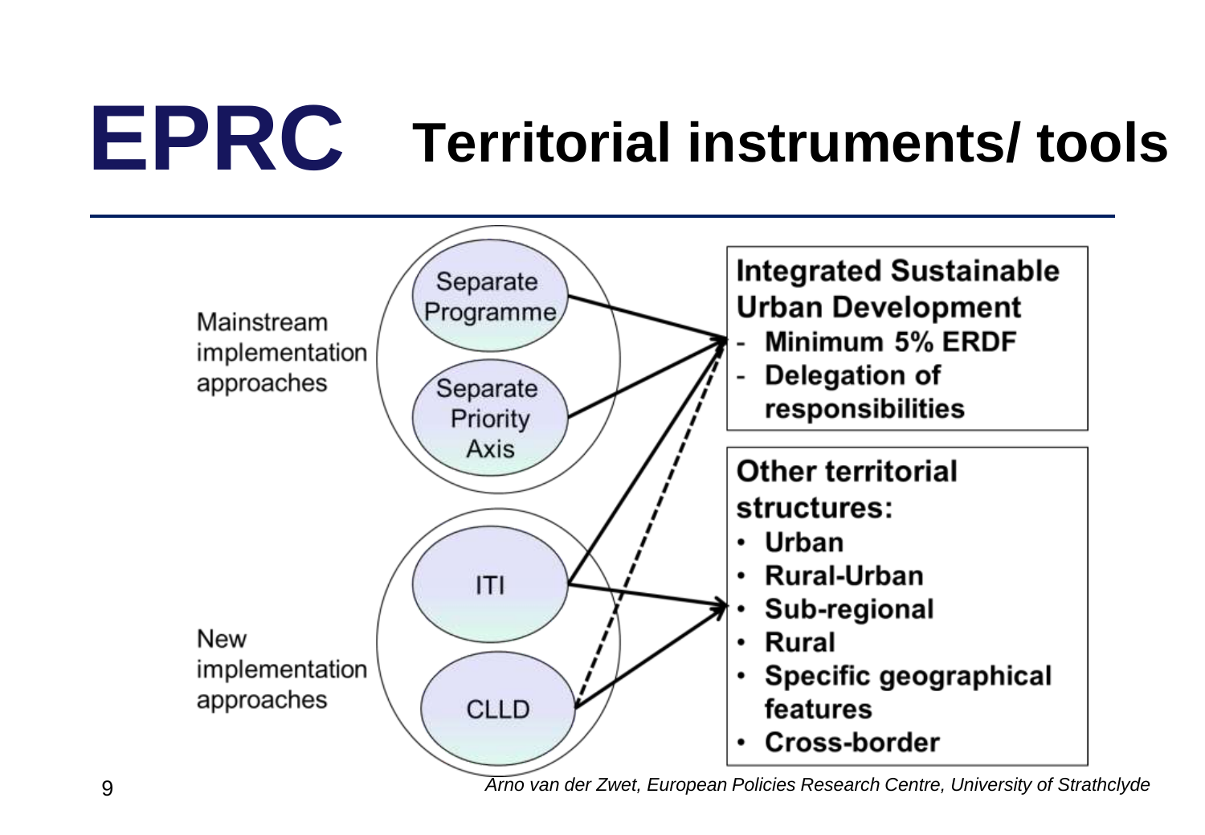# EPRC Territorial instruments/ tools

Mainstream implementation approaches

- Separate Programme
- Separate Priority Axis

New implementation approaches

- ITI
- CLLD

**Integrated Sustainable Urban Development**

- **Minimum 5% ERDF**
- **Delegation of responsibilities**

**Other territorial structures:**

- **Urban**
- **Rural-Urban**
- **Sub-regional**
- **Rural**
- **Specific geographical features**
- **Cross-border**

*Arno van der Zwet, European Policies Research Centre, University of Strathclyde*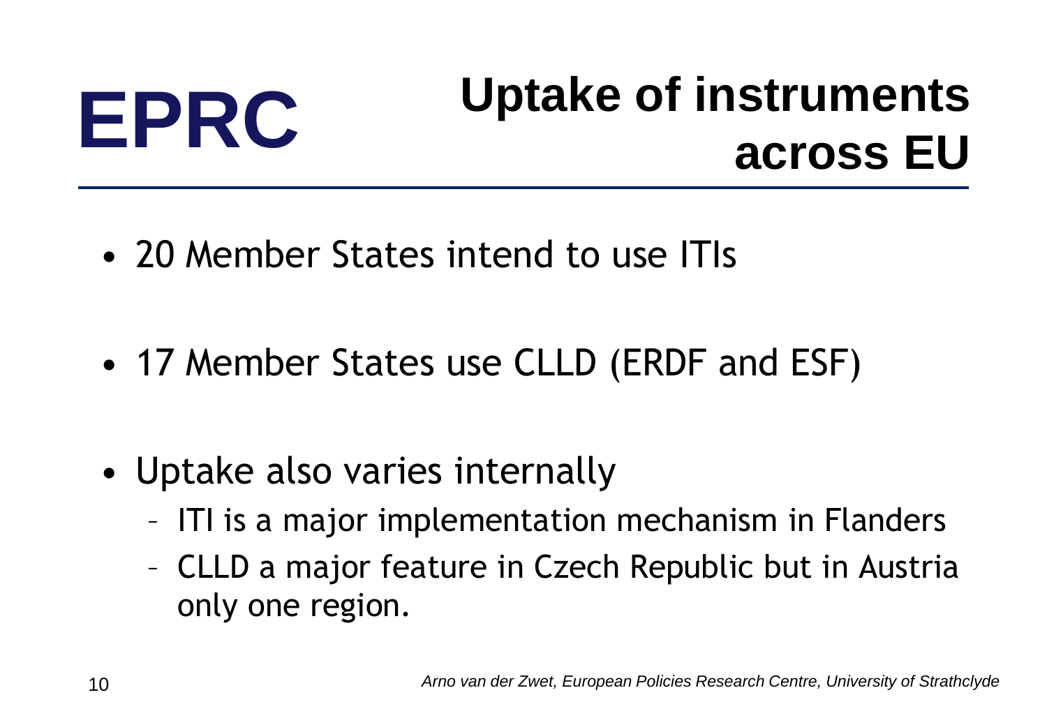# Uptake of instruments across EU

- 20 Member States intend to use ITIs
- 17 Member States use CLLD (ERDF and ESF)
- Uptake also varies internally
  - ITI is a major implementation mechanism in Flanders
  - CLLD a major feature in Czech Republic but in Austria only one region.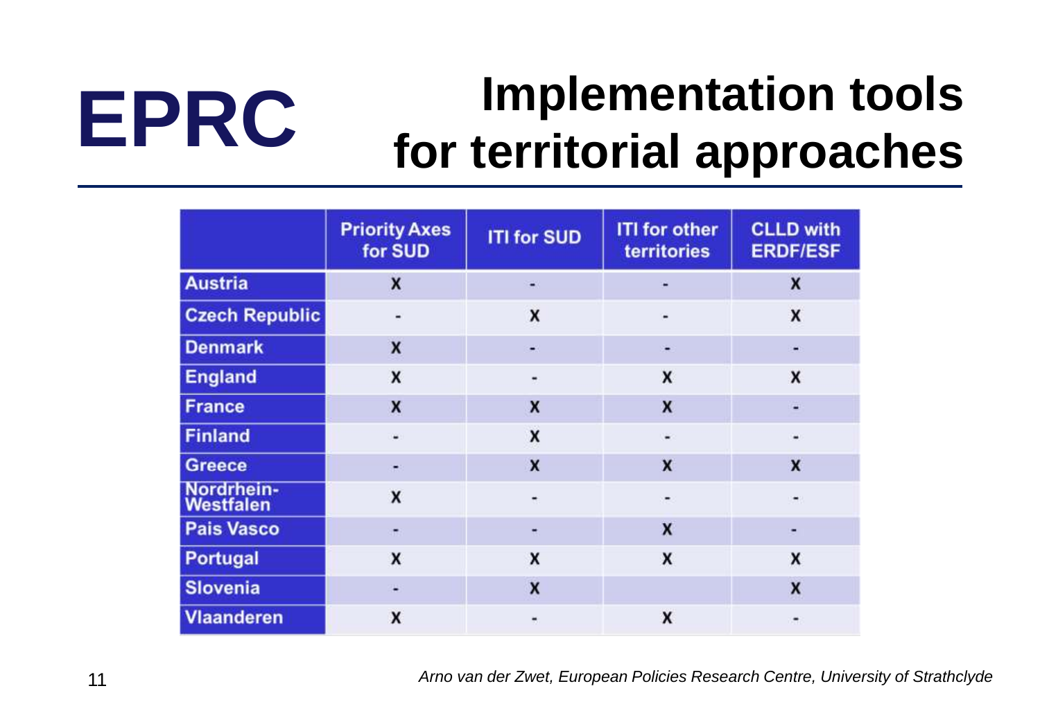EPRC

# Implementation tools for territorial approaches

| | Priority Axes for SUD | ITI for SUD | ITI for other territories | CLLD with ERDF/ESF |
|---|---|---|---|---|
| Austria | X | - | - | X |
| Czech Republic | - | X | - | X |
| Denmark | X | - | - | - |
| England | X | - | X | X |
| France | X | X | X | - |
| Finland | - | X | - | - |
| Greece | - | X | X | X |
| Nordrhein-Westfalen | X | - | - | - |
| Pais Vasco | - | - | X | - |
| Portugal | X | X | X | X |
| Slovenia | - | X | | X |
| Vlaanderen | X | - | X | - |

*Arno van der Zwet, European Policies Research Centre, University of Strathclyde*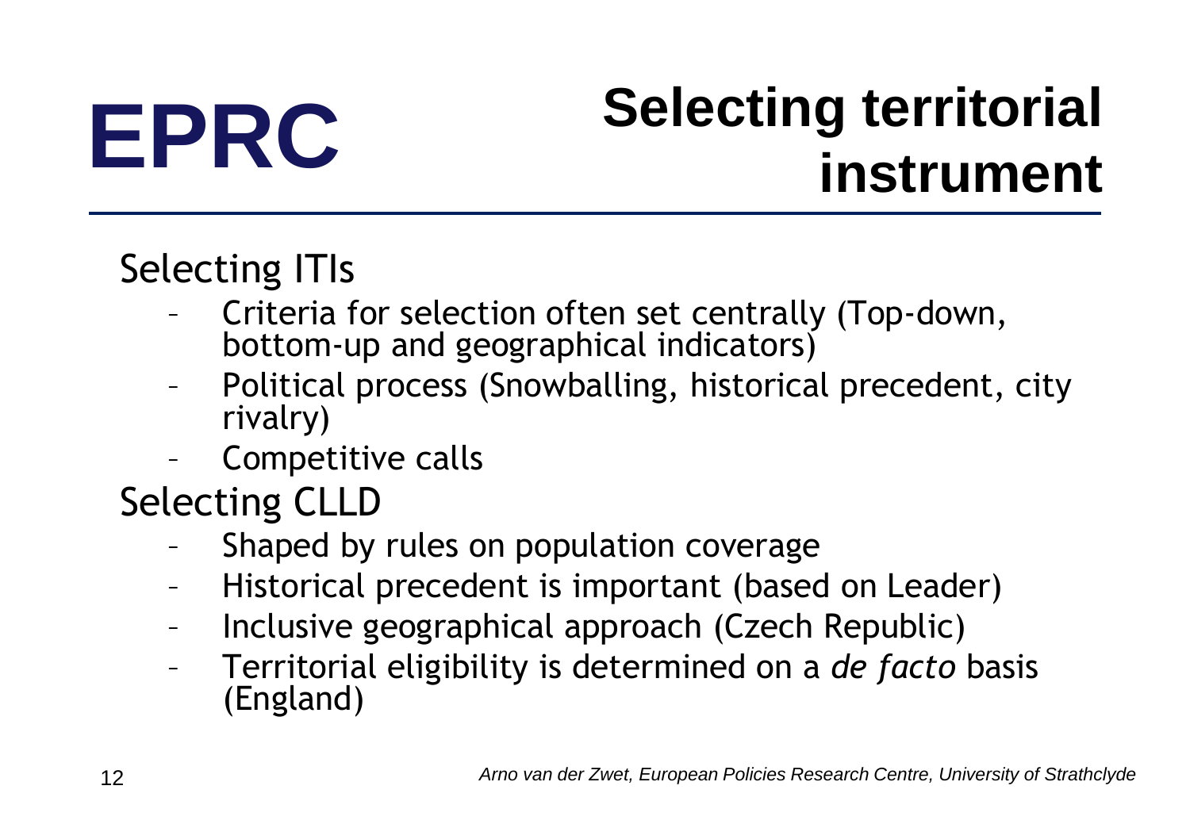# Selecting territorial instrument

EPRC

## Selecting ITIs

- Criteria for selection often set centrally (Top-down, bottom-up and geographical indicators)
- Political process (Snowballing, historical precedent, city rivalry)
- Competitive calls

## Selecting CLLD

- Shaped by rules on population coverage
- Historical precedent is important (based on Leader)
- Inclusive geographical approach (Czech Republic)
- Territorial eligibility is determined on a *de facto* basis (England)

*Arno van der Zwet, European Policies Research Centre, University of Strathclyde*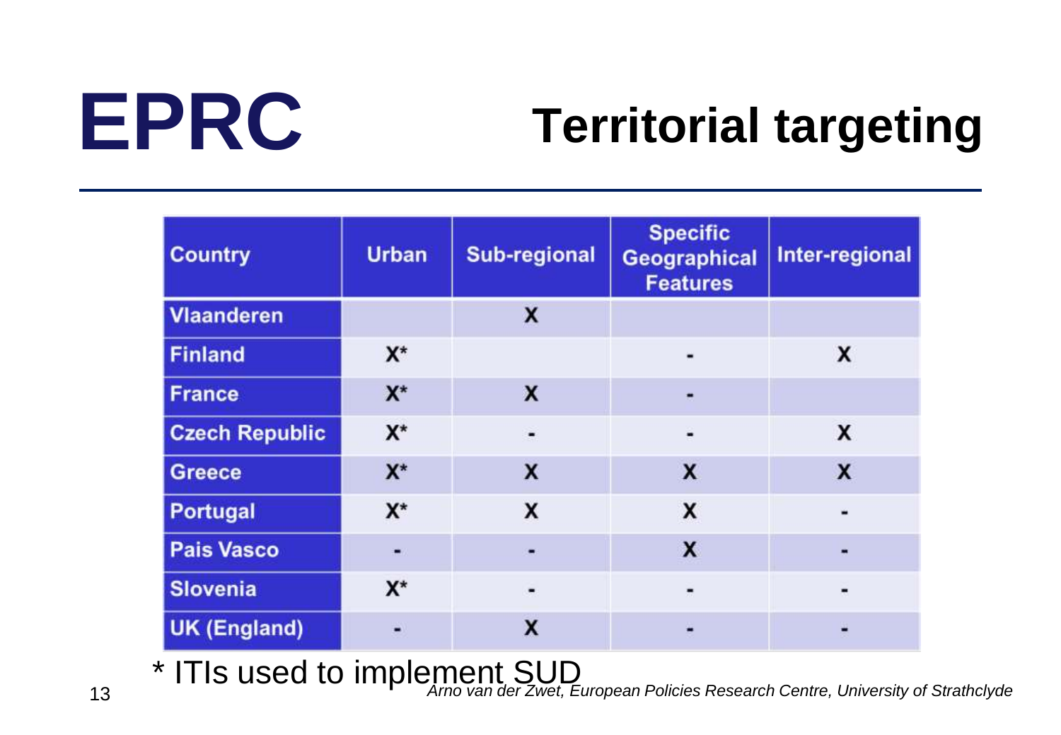# EPRC

## Territorial targeting

| Country | Urban | Sub-regional | Specific Geographical Features | Inter-regional |
|---|---|---|---|---|
| Vlaanderen | | X | | |
| Finland | X* | | - | X |
| France | X* | X | - | |
| Czech Republic | X* | - | - | X |
| Greece | X* | X | X | X |
| Portugal | X* | X | X | - |
| Pais Vasco | - | - | X | - |
| Slovenia | X* | - | - | - |
| UK (England) | - | X | - | - |

* ITIs used to implement SUD

*Arno van der Zwet, European Policies Research Centre, University of Strathclyde*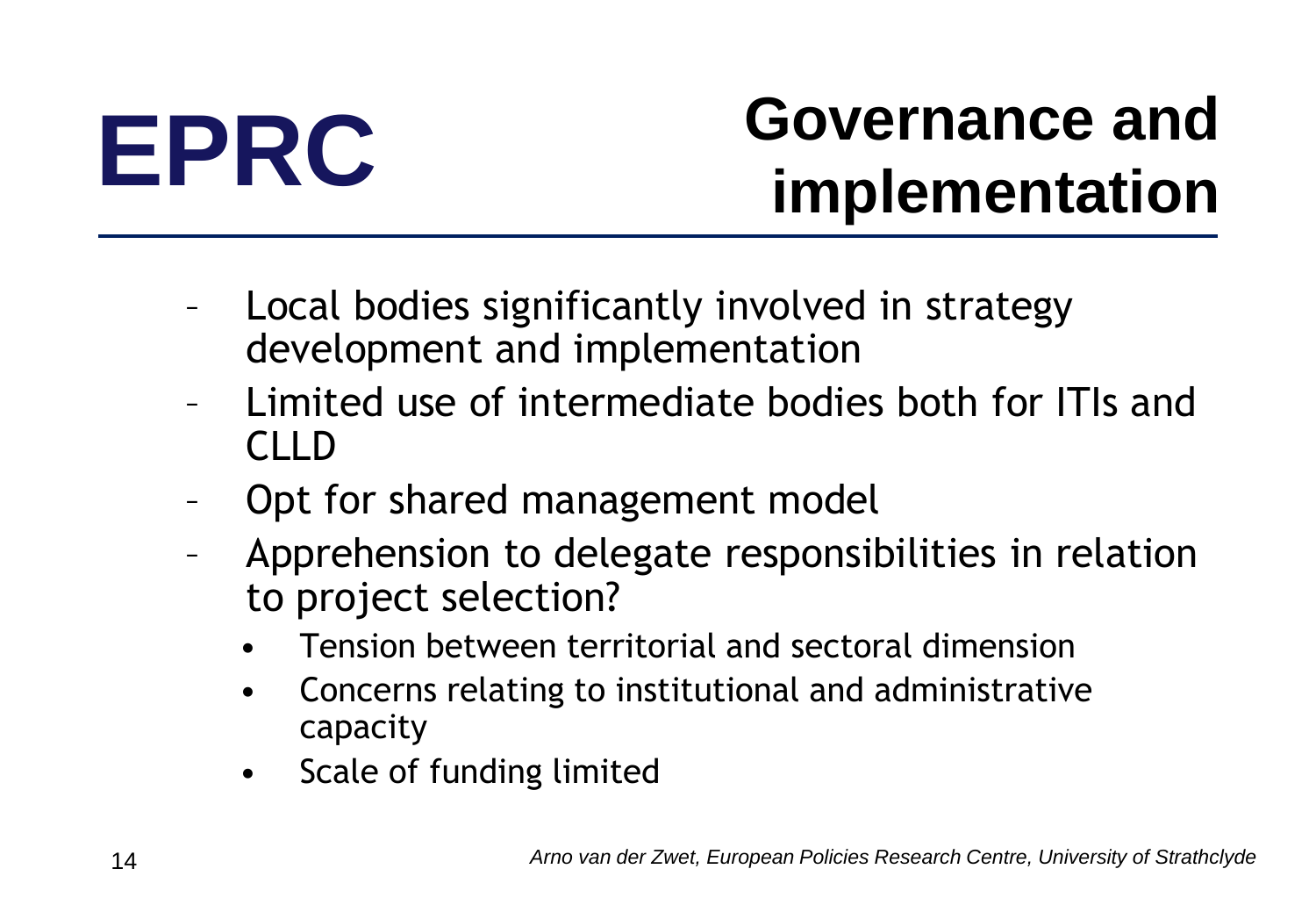# Governance and implementation

- Local bodies significantly involved in strategy development and implementation
- Limited use of intermediate bodies both for ITIs and CLLD
- Opt for shared management model
- Apprehension to delegate responsibilities in relation to project selection?
  - Tension between territorial and sectoral dimension
  - Concerns relating to institutional and administrative capacity
  - Scale of funding limited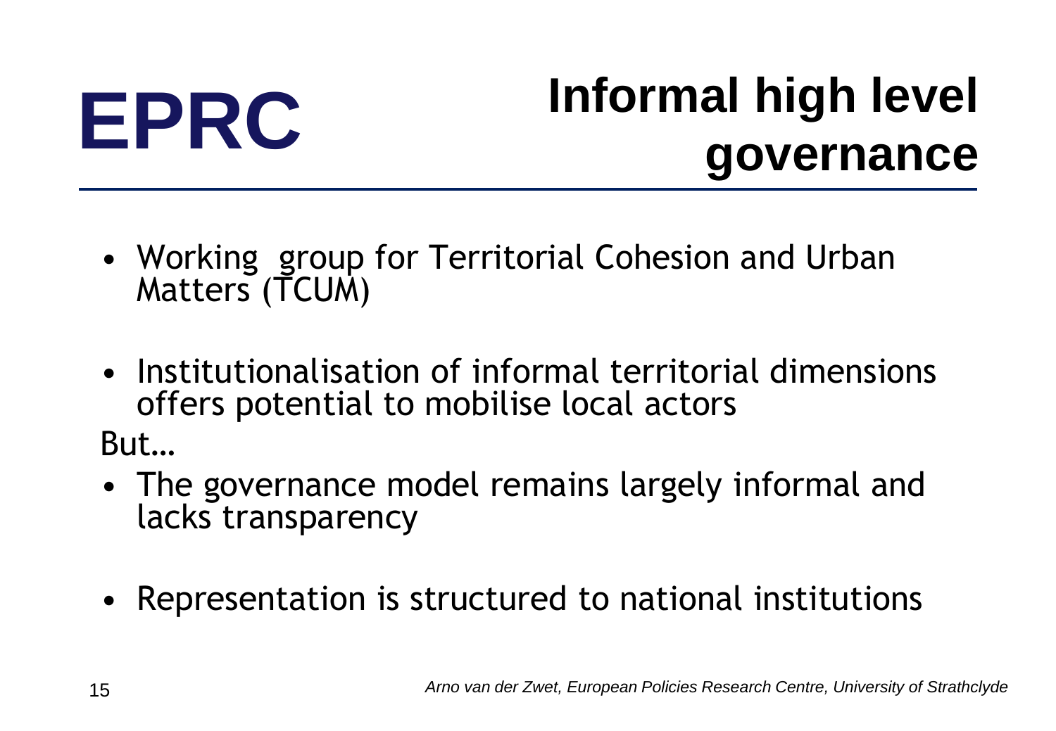# Informal high level governance

- Working group for Territorial Cohesion and Urban Matters (TCUM)

- Institutionalisation of informal territorial dimensions offers potential to mobilise local actors

But…

- The governance model remains largely informal and lacks transparency

- Representation is structured to national institutions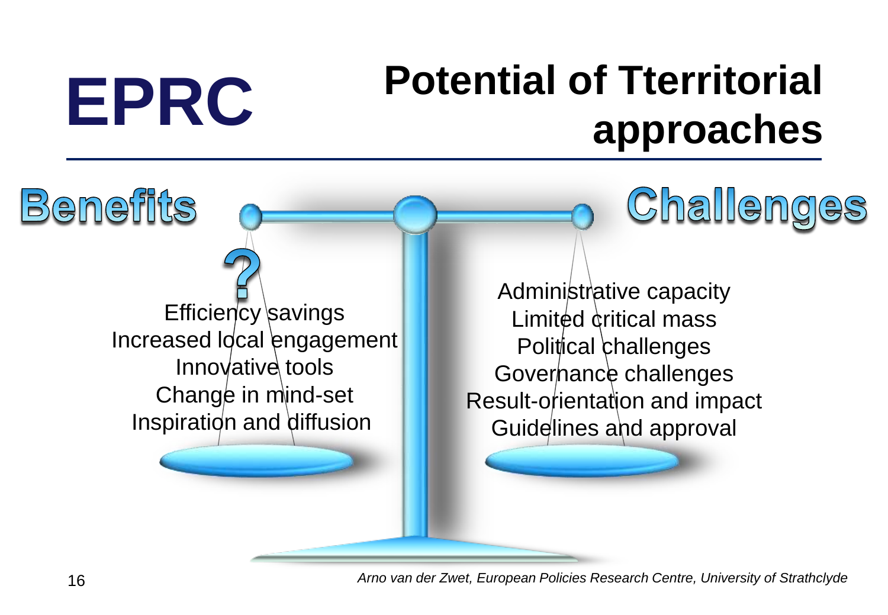# Potential of Tterritorial approaches

EPRC

## Benefits

?

Efficiency savings
Increased local engagement
Innovative tools
Change in mind-set
Inspiration and diffusion

## Challenges

Administrative capacity
Limited critical mass
Political challenges
Governance challenges
Result-orientation and impact
Guidelines and approval

*Arno van der Zwet, European Policies Research Centre, University of Strathclyde*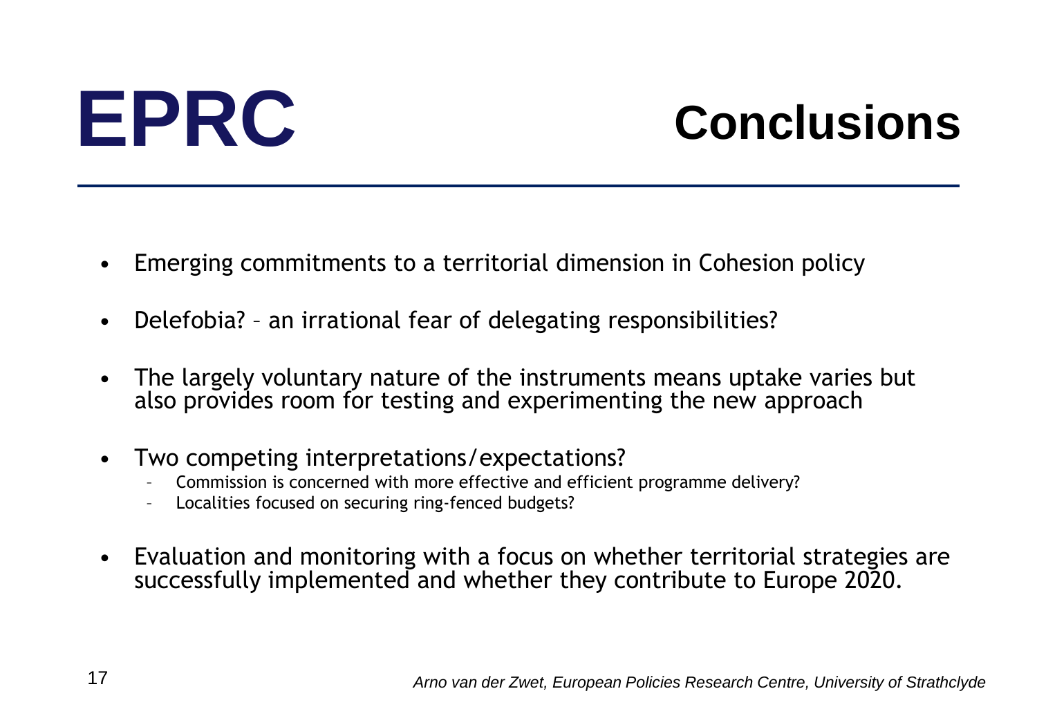EPRC

# Conclusions

- Emerging commitments to a territorial dimension in Cohesion policy
- Delefobia? – an irrational fear of delegating responsibilities?
- The largely voluntary nature of the instruments means uptake varies but also provides room for testing and experimenting the new approach
- Two competing interpretations/expectations?
  - Commission is concerned with more effective and efficient programme delivery?
  - Localities focused on securing ring-fenced budgets?
- Evaluation and monitoring with a focus on whether territorial strategies are successfully implemented and whether they contribute to Europe 2020.

*Arno van der Zwet, European Policies Research Centre, University of Strathclyde*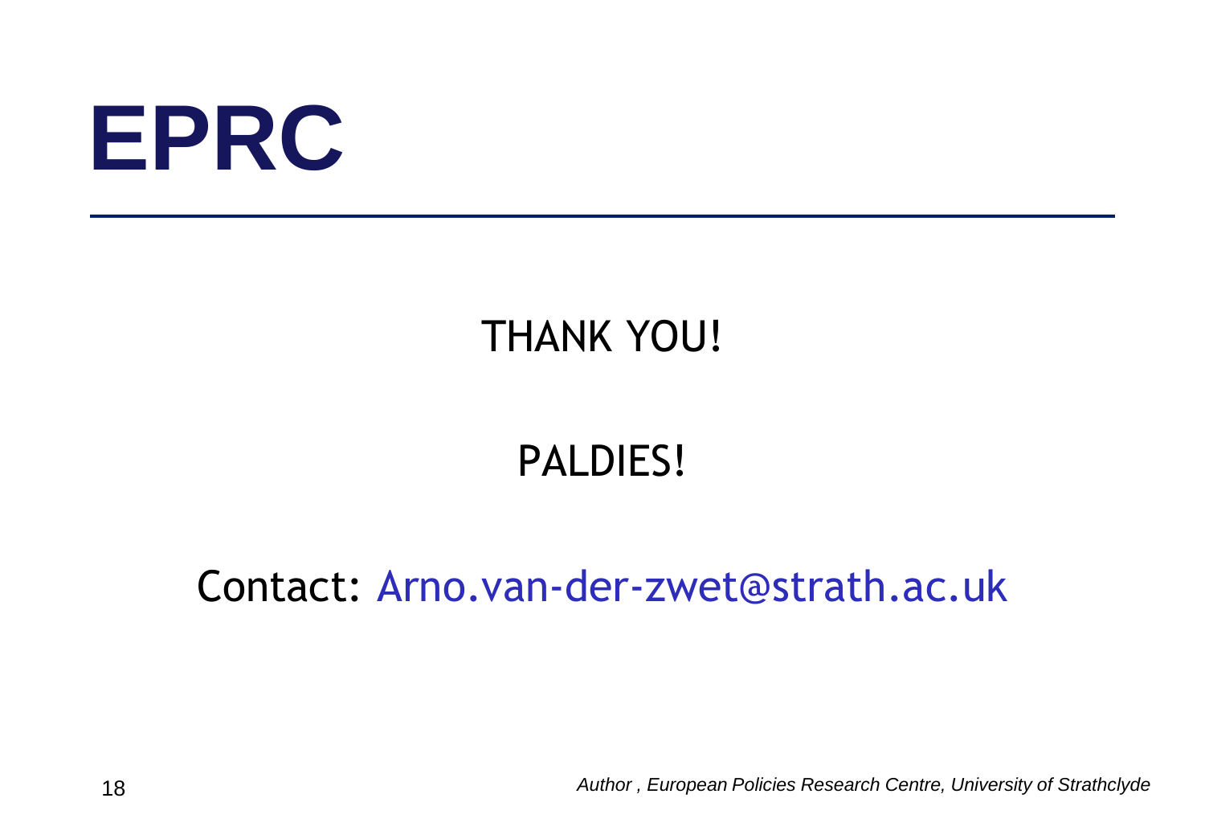# EPRC

THANK YOU!

PALDIES!

Contact: Arno.van-der-zwet@strath.ac.uk